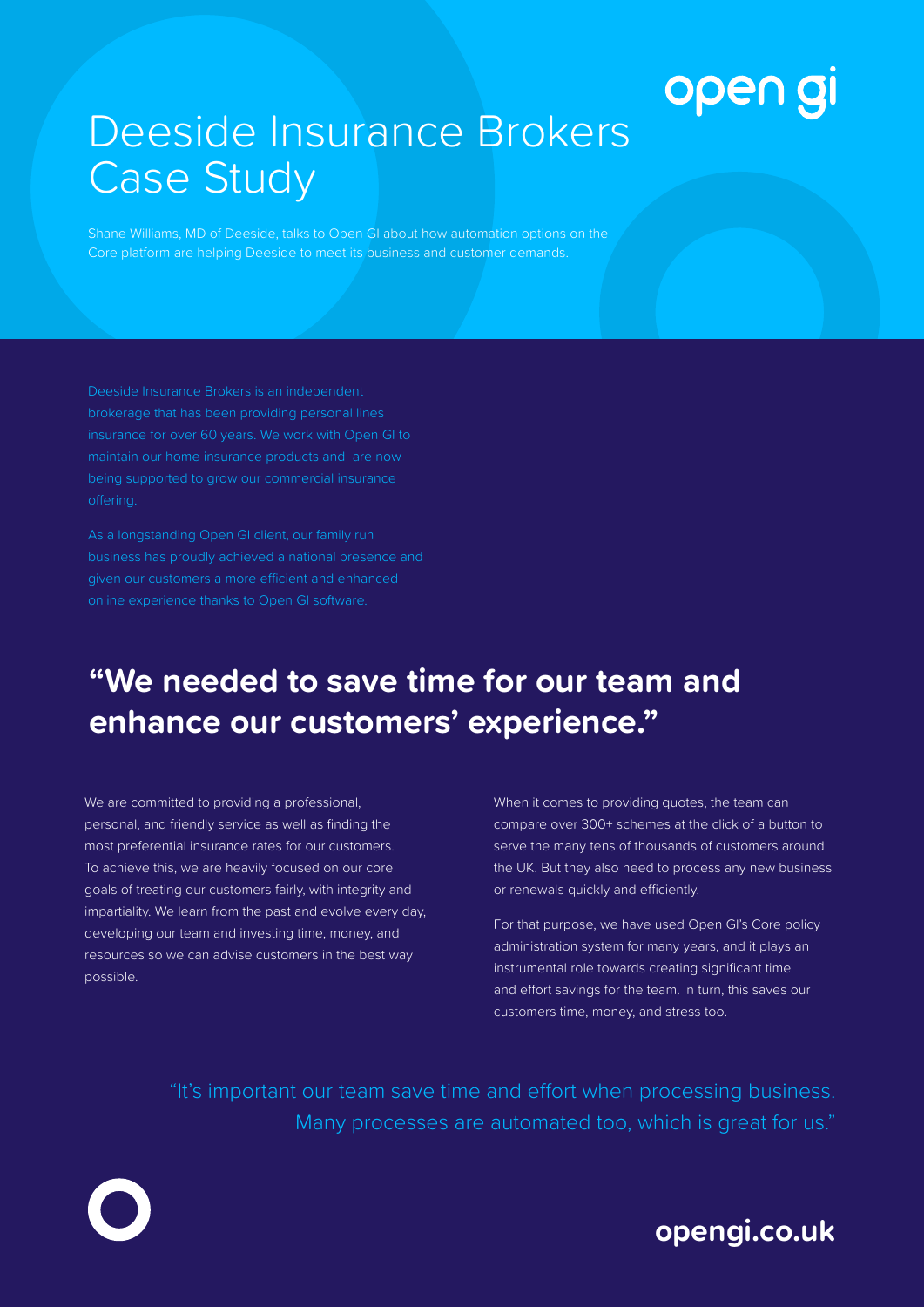# Deeside Insurance Brokers Case Study

Shane Williams, MD of Deeside, talks to Open GI about how automation options on the Core platform are helping Deeside to meet its business and customer demands.

Deeside Insurance Brokers is an independent brokerage that has been providing personal lines insurance for over 60 years. We work with Open GI to maintain our home insurance products and are now being supported to grow our commercial insurance offering.

As a longstanding Open GI client, our family run business has proudly achieved a national presence and given our customers a more efficient and enhanced online experience thanks to Open GI software.

## "We needed to save time for our team and enhance our customers' experience."

We are committed to providing a professional, personal, and friendly service as well as finding the most preferential insurance rates for our customers. To achieve this, we are heavily focused on our core goals of treating our customers fairly, with integrity and impartiality. We learn from the past and evolve every day, developing our team and investing time, money, and resources so we can advise customers in the best way possible.

When it comes to providing quotes, the team can compare over 300+ schemes at the click of a button to serve the many tens of thousands of customers around the UK. But they also need to process any new business or renewals quickly and efficiently.

For that purpose, we have used Open GI's Core policy administration system for many years, and it plays an instrumental role towards creating significant time and effort savings for the team. In turn, this saves our customers time, money, and stress too.

"It's important our team save time and effort when processing business. Many processes are automated too, which is great for us."

opengi.co.uk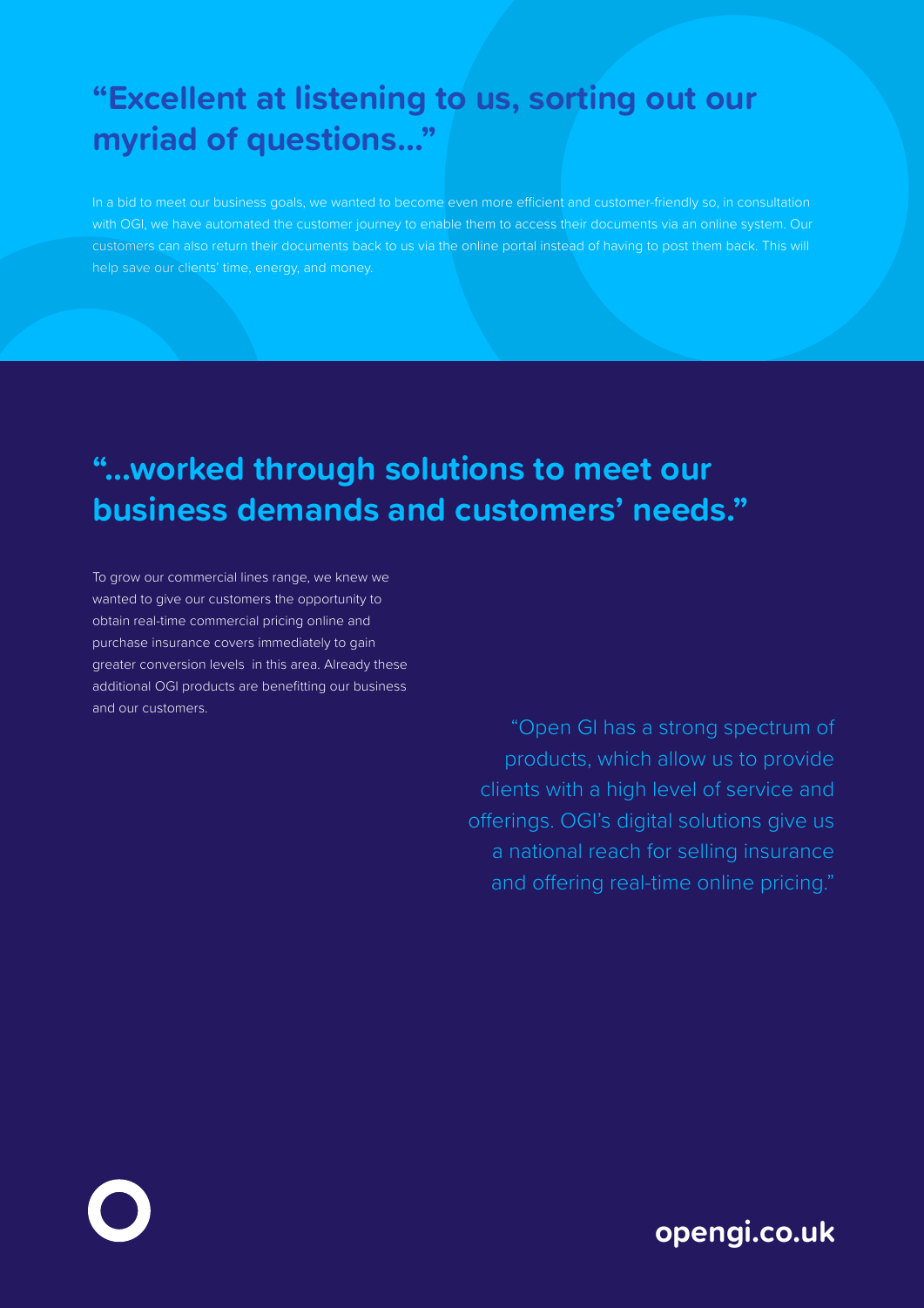## "Excellent at listening to us, sorting out our myriad of questions..."

In a bid to meet our business goals, we wanted to become even more efficient and customer-friendly so, in consultation with OGI, we have automated the customer journey to enable them to access their documents via an online system. Our customers can also return their documents back to us via the online portal instead of having to post them back. This will help save our clients' time, energy, and money.

## "...worked through solutions to meet our business demands and customers' needs."

To grow our commercial lines range, we knew we wanted to give our customers the opportunity to obtain real-time commercial pricing online and purchase insurance covers immediately to gain greater conversion levels in this area. Already these additional OGI products are benefitting our business and our customers.

"Open GI has a strong spectrum of products, which allow us to provide clients with a high level of service and offerings. OGI's digital solutions give us a national reach for selling insurance and offering real-time online pricing."

**opengi.co.uk**